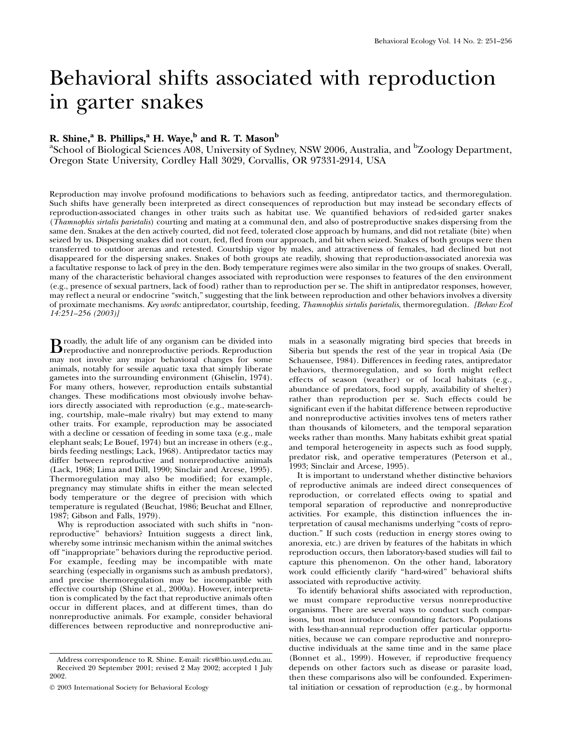# Behavioral shifts associated with reproduction in garter snakes

**R. Shine,[a] B. Phillips,[a] H. Waye,[b] and R. T. Mason[b]**

[a]School of Biological Sciences A08, University of Sydney, NSW 2006, Australia, and [b]Zoology Department, Oregon State University, Cordley Hall 3029, Corvallis, OR 97331-2914, USA

Reproduction may involve profound modifications to behaviors such as feeding, antipredator tactics, and thermoregulation. Such shifts have generally been interpreted as direct consequences of reproduction but may instead be secondary effects of reproduction-associated changes in other traits such as habitat use. We quantified behaviors of red-sided garter snakes (*Thamnophis sirtalis parietalis*) courting and mating at a communal den, and also of postreproductive snakes dispersing from the same den. Snakes at the den actively courted, did not feed, tolerated close approach by humans, and did not retaliate (bite) when seized by us. Dispersing snakes did not court, fed, fled from our approach, and bit when seized. Snakes of both groups were then transferred to outdoor arenas and retested. Courtship vigor by males, and attractiveness of females, had declined but not disappeared for the dispersing snakes. Snakes of both groups ate readily, showing that reproduction-associated anorexia was a facultative response to lack of prey in the den. Body temperature regimes were also similar in the two groups of snakes. Overall, many of the characteristic behavioral changes associated with reproduction were responses to features of the den environment (e.g., presence of sexual partners, lack of food) rather than to reproduction per se. The shift in antipredator responses, however, may reflect a neural or endocrine "switch," suggesting that the link between reproduction and other behaviors involves a diversity of proximate mechanisms. *Key words:* antipredator, courtship, feeding, *Thamnophis sirtalis parietalis*, thermoregulation. *[Behav Ecol 14:251–256 (2003)]*

Broadly, the adult life of any organism can be divided into reproductive and nonreproductive periods. Reproduction may not involve any major behavioral changes for some animals, notably for sessile aquatic taxa that simply liberate gametes into the surrounding environment (Ghiselin, 1974). For many others, however, reproduction entails substantial changes. These modifications most obviously involve behaviors directly associated with reproduction (e.g., mate-searching, courtship, male–male rivalry) but may extend to many other traits. For example, reproduction may be associated with a decline or cessation of feeding in some taxa (e.g., male elephant seals; Le Bouef, 1974) but an increase in others (e.g., birds feeding nestlings; Lack, 1968). Antipredator tactics may differ between reproductive and nonreproductive animals (Lack, 1968; Lima and Dill, 1990; Sinclair and Arcese, 1995). Thermoregulation may also be modified; for example, pregnancy may stimulate shifts in either the mean selected body temperature or the degree of precision with which temperature is regulated (Beuchat, 1986; Beuchat and Ellner, 1987; Gibson and Falls, 1979).

Why is reproduction associated with such shifts in "nonreproductive" behaviors? Intuition suggests a direct link, whereby some intrinsic mechanism within the animal switches off "inappropriate" behaviors during the reproductive period. For example, feeding may be incompatible with mate searching (especially in organisms such as ambush predators), and precise thermoregulation may be incompatible with effective courtship (Shine et al., 2000a). However, interpretation is complicated by the fact that reproductive animals often occur in different places, and at different times, than do nonreproductive animals. For example, consider behavioral differences between reproductive and nonreproductive animals in a seasonally migrating bird species that breeds in Siberia but spends the rest of the year in tropical Asia (De Schauensee, 1984). Differences in feeding rates, antipredator behaviors, thermoregulation, and so forth might reflect effects of season (weather) or of local habitats (e.g., abundance of predators, food supply, availability of shelter) rather than reproduction per se. Such effects could be significant even if the habitat difference between reproductive and nonreproductive activities involves tens of meters rather than thousands of kilometers, and the temporal separation weeks rather than months. Many habitats exhibit great spatial and temporal heterogeneity in aspects such as food supply, predator risk, and operative temperatures (Peterson et al., 1993; Sinclair and Arcese, 1995).

It is important to understand whether distinctive behaviors of reproductive animals are indeed direct consequences of reproduction, or correlated effects owing to spatial and temporal separation of reproductive and nonreproductive activities. For example, this distinction influences the interpretation of causal mechanisms underlying "costs of reproduction." If such costs (reduction in energy stores owing to anorexia, etc.) are driven by features of the habitats in which reproduction occurs, then laboratory-based studies will fail to capture this phenomenon. On the other hand, laboratory work could efficiently clarify "hard-wired" behavioral shifts associated with reproductive activity.

To identify behavioral shifts associated with reproduction, we must compare reproductive versus nonreproductive organisms. There are several ways to conduct such comparisons, but most introduce confounding factors. Populations with less-than-annual reproduction offer particular opportunities, because we can compare reproductive and nonreproductive individuals at the same time and in the same place (Bonnet et al., 1999). However, if reproductive frequency depends on other factors such as disease or parasite load, then these comparisons also will be confounded. Experimental initiation or cessation of reproduction (e.g., by hormonal

---

Address correspondence to R. Shine. E-mail: rics@bio.usyd.edu.au.
Received 20 September 2001; revised 2 May 2002; accepted 1 July 2002.

© 2003 International Society for Behavioral Ecology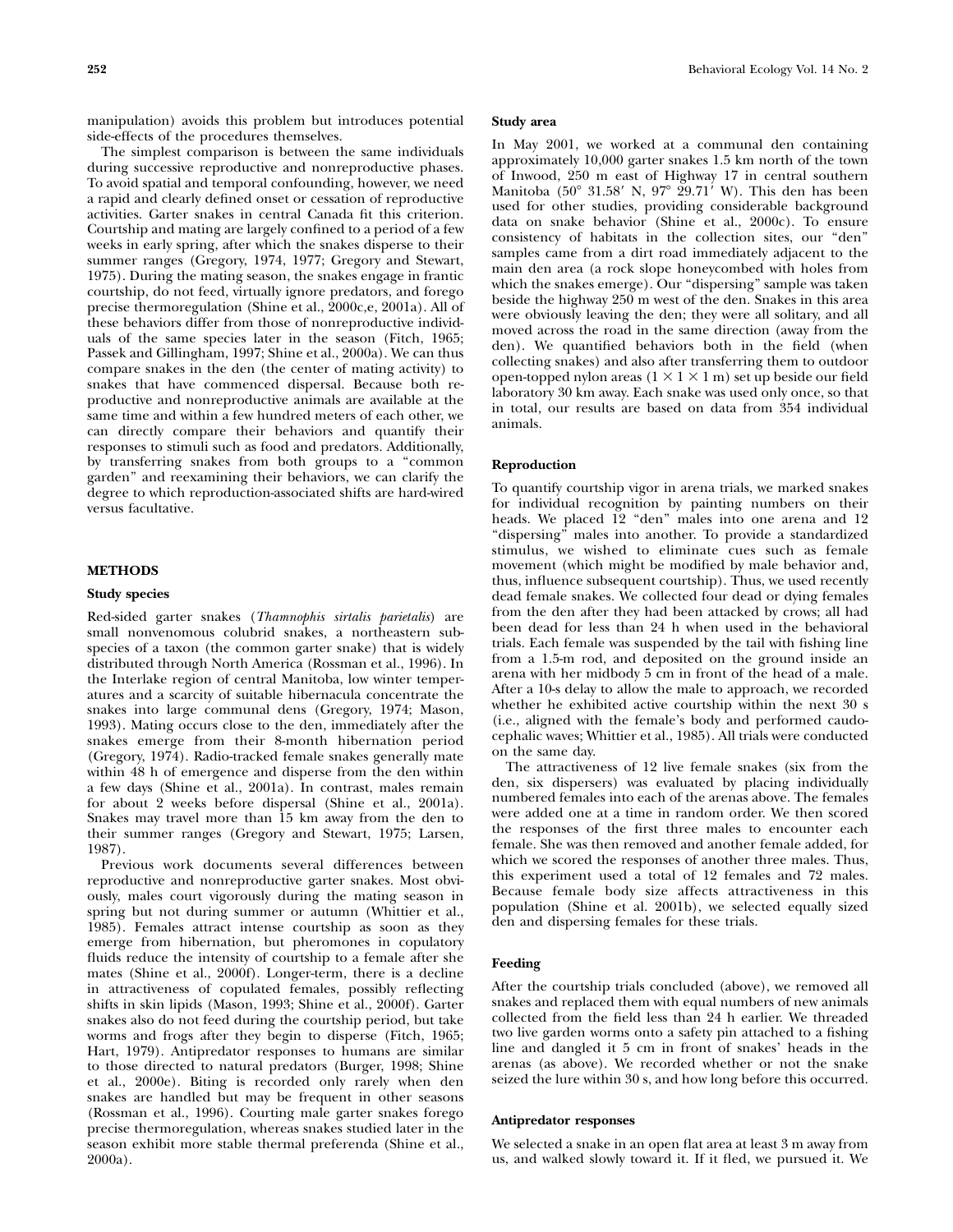manipulation) avoids this problem but introduces potential side-effects of the procedures themselves.

The simplest comparison is between the same individuals during successive reproductive and nonreproductive phases. To avoid spatial and temporal confounding, however, we need a rapid and clearly defined onset or cessation of reproductive activities. Garter snakes in central Canada fit this criterion. Courtship and mating are largely confined to a period of a few weeks in early spring, after which the snakes disperse to their summer ranges (Gregory, 1974, 1977; Gregory and Stewart, 1975). During the mating season, the snakes engage in frantic courtship, do not feed, virtually ignore predators, and forego precise thermoregulation (Shine et al., 2000c,e, 2001a). All of these behaviors differ from those of nonreproductive individuals of the same species later in the season (Fitch, 1965; Passek and Gillingham, 1997; Shine et al., 2000a). We can thus compare snakes in the den (the center of mating activity) to snakes that have commenced dispersal. Because both reproductive and nonreproductive animals are available at the same time and within a few hundred meters of each other, we can directly compare their behaviors and quantify their responses to stimuli such as food and predators. Additionally, by transferring snakes from both groups to a "common garden" and reexamining their behaviors, we can clarify the degree to which reproduction-associated shifts are hard-wired versus facultative.

## METHODS

### Study species

Red-sided garter snakes (*Thamnophis sirtalis parietalis*) are small nonvenomous colubrid snakes, a northeastern subspecies of a taxon (the common garter snake) that is widely distributed through North America (Rossman et al., 1996). In the Interlake region of central Manitoba, low winter temperatures and a scarcity of suitable hibernacula concentrate the snakes into large communal dens (Gregory, 1974; Mason, 1993). Mating occurs close to the den, immediately after the snakes emerge from their 8-month hibernation period (Gregory, 1974). Radio-tracked female snakes generally mate within 48 h of emergence and disperse from the den within a few days (Shine et al., 2001a). In contrast, males remain for about 2 weeks before dispersal (Shine et al., 2001a). Snakes may travel more than 15 km away from the den to their summer ranges (Gregory and Stewart, 1975; Larsen, 1987).

Previous work documents several differences between reproductive and nonreproductive garter snakes. Most obviously, males court vigorously during the mating season in spring but not during summer or autumn (Whittier et al., 1985). Females attract intense courtship as soon as they emerge from hibernation, but pheromones in copulatory fluids reduce the intensity of courtship to a female after she mates (Shine et al., 2000f). Longer-term, there is a decline in attractiveness of copulated females, possibly reflecting shifts in skin lipids (Mason, 1993; Shine et al., 2000f). Garter snakes also do not feed during the courtship period, but take worms and frogs after they begin to disperse (Fitch, 1965; Hart, 1979). Antipredator responses to humans are similar to those directed to natural predators (Burger, 1998; Shine et al., 2000e). Biting is recorded only rarely when den snakes are handled but may be frequent in other seasons (Rossman et al., 1996). Courting male garter snakes forego precise thermoregulation, whereas snakes studied later in the season exhibit more stable thermal preferenda (Shine et al., 2000a).

### Study area

In May 2001, we worked at a communal den containing approximately 10,000 garter snakes 1.5 km north of the town of Inwood, 250 m east of Highway 17 in central southern Manitoba (50° 31.58′ N, 97° 29.71′ W). This den has been used for other studies, providing considerable background data on snake behavior (Shine et al., 2000c). To ensure consistency of habitats in the collection sites, our "den" samples came from a dirt road immediately adjacent to the main den area (a rock slope honeycombed with holes from which the snakes emerge). Our "dispersing" sample was taken beside the highway 250 m west of the den. Snakes in this area were obviously leaving the den; they were all solitary, and all moved across the road in the same direction (away from the den). We quantified behaviors both in the field (when collecting snakes) and also after transferring them to outdoor open-topped nylon areas (1 × 1 × 1 m) set up beside our field laboratory 30 km away. Each snake was used only once, so that in total, our results are based on data from 354 individual animals.

### Reproduction

To quantify courtship vigor in arena trials, we marked snakes for individual recognition by painting numbers on their heads. We placed 12 "den" males into one arena and 12 "dispersing" males into another. To provide a standardized stimulus, we wished to eliminate cues such as female movement (which might be modified by male behavior and, thus, influence subsequent courtship). Thus, we used recently dead female snakes. We collected four dead or dying females from the den after they had been attacked by crows; all had been dead for less than 24 h when used in the behavioral trials. Each female was suspended by the tail with fishing line from a 1.5-m rod, and deposited on the ground inside an arena with her midbody 5 cm in front of the head of a male. After a 10-s delay to allow the male to approach, we recorded whether he exhibited active courtship within the next 30 s (i.e., aligned with the female's body and performed caudocephalic waves; Whittier et al., 1985). All trials were conducted on the same day.

The attractiveness of 12 live female snakes (six from the den, six dispersers) was evaluated by placing individually numbered females into each of the arenas above. The females were added one at a time in random order. We then scored the responses of the first three males to encounter each female. She was then removed and another female added, for which we scored the responses of another three males. Thus, this experiment used a total of 12 females and 72 males. Because female body size affects attractiveness in this population (Shine et al. 2001b), we selected equally sized den and dispersing females for these trials.

### Feeding

After the courtship trials concluded (above), we removed all snakes and replaced them with equal numbers of new animals collected from the field less than 24 h earlier. We threaded two live garden worms onto a safety pin attached to a fishing line and dangled it 5 cm in front of snakes' heads in the arenas (as above). We recorded whether or not the snake seized the lure within 30 s, and how long before this occurred.

### Antipredator responses

We selected a snake in an open flat area at least 3 m away from us, and walked slowly toward it. If it fled, we pursued it. We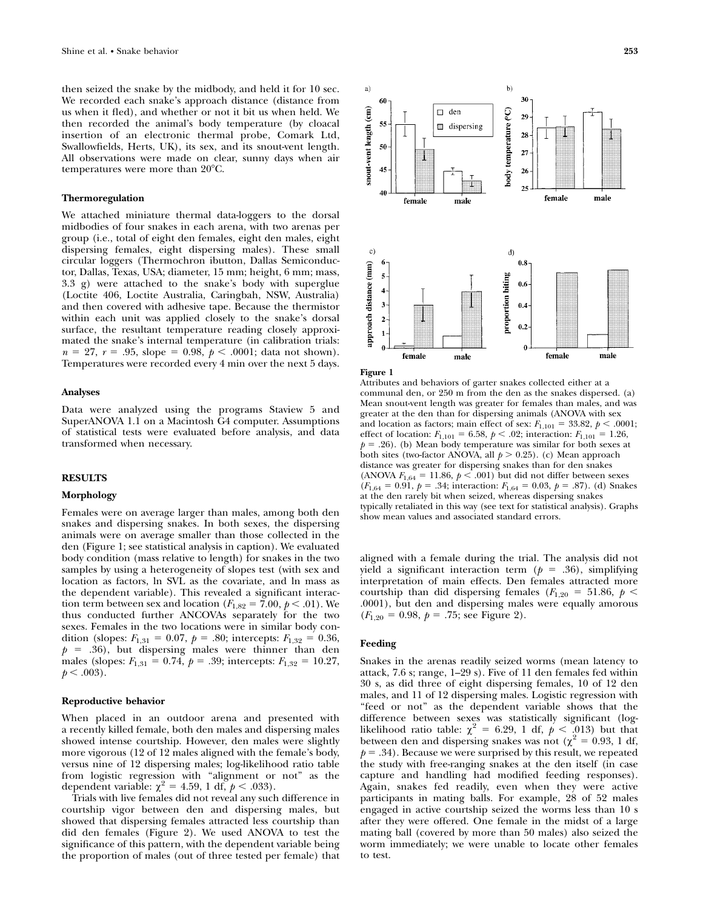then seized the snake by the midbody, and held it for 10 sec. We recorded each snake's approach distance (distance from us when it fled), and whether or not it bit us when held. We then recorded the animal's body temperature (by cloacal insertion of an electronic thermal probe, Comark Ltd, Swallowfields, Herts, UK), its sex, and its snout-vent length. All observations were made on clear, sunny days when air temperatures were more than 20°C.

### Thermoregulation

We attached miniature thermal data-loggers to the dorsal midbodies of four snakes in each arena, with two arenas per group (i.e., total of eight den females, eight den males, eight dispersing females, eight dispersing males). These small circular loggers (Thermochron ibutton, Dallas Semiconductor, Dallas, Texas, USA; diameter, 15 mm; height, 6 mm; mass, 3.3 g) were attached to the snake's body with superglue (Loctite 406, Loctite Australia, Caringbah, NSW, Australia) and then covered with adhesive tape. Because the thermistor within each unit was applied closely to the snake's dorsal surface, the resultant temperature reading closely approximated the snake's internal temperature (in calibration trials: $n = 27$, $r = .95$, slope = 0.98, $p < .0001$; data not shown). Temperatures were recorded every 4 min over the next 5 days.

### Analyses

Data were analyzed using the programs Staview 5 and SuperANOVA 1.1 on a Macintosh G4 computer. Assumptions of statistical tests were evaluated before analysis, and data transformed when necessary.

## RESULTS

### Morphology

Females were on average larger than males, among both den snakes and dispersing snakes. In both sexes, the dispersing animals were on average smaller than those collected in the den (Figure 1; see statistical analysis in caption). We evaluated body condition (mass relative to length) for snakes in the two samples by using a heterogeneity of slopes test (with sex and location as factors, ln SVL as the covariate, and ln mass as the dependent variable). This revealed a significant interaction term between sex and location ($F_{1,82} = 7.00$, $p < .01$). We thus conducted further ANCOVAs separately for the two sexes. Females in the two locations were in similar body condition (slopes: $F_{1,31} = 0.07$, $p = .80$; intercepts: $F_{1,32} = 0.36$, $p = .36$), but dispersing males were thinner than den males (slopes: $F_{1,31} = 0.74$, $p = .39$; intercepts: $F_{1,32} = 10.27$, $p < .003$).

### Reproductive behavior

When placed in an outdoor arena and presented with a recently killed female, both den males and dispersing males showed intense courtship. However, den males were slightly more vigorous (12 of 12 males aligned with the female's body, versus nine of 12 dispersing males; log-likelihood ratio table from logistic regression with "alignment or not" as the dependent variable: $\chi^2 = 4.59$, 1 df, $p < .033$).

Trials with live females did not reveal any such difference in courtship vigor between den and dispersing males, but showed that dispersing females attracted less courtship than did den females (Figure 2). We used ANOVA to test the significance of this pattern, with the dependent variable being the proportion of males (out of three tested per female) that aligned with a female during the trial. The analysis did not yield a significant interaction term ($p = .36$), simplifying interpretation of main effects. Den females attracted more courtship than did dispersing females ($F_{1,20} = 51.86$, $p < .0001$), but den and dispersing males were equally amorous ($F_{1,20} = 0.98$, $p = .75$; see Figure 2).

**Figure 1**
Attributes and behaviors of garter snakes collected either at a communal den, or 250 m from the den as the snakes dispersed. (a) Mean snout-vent length was greater for females than males, and was greater at the den than for dispersing animals (ANOVA with sex and location as factors; main effect of sex: $F_{1,101} = 33.82$, $p < .0001$; effect of location: $F_{1,101} = 6.58$, $p < .02$; interaction: $F_{1,101} = 1.26$, $p = .26$). (b) Mean body temperature was similar for both sexes at both sites (two-factor ANOVA, all $p > 0.25$). (c) Mean approach distance was greater for dispersing snakes than for den snakes (ANOVA $F_{1,64} = 11.86$, $p < .001$) but did not differ between sexes ($F_{1,64} = 0.91$, $p = .34$; interaction: $F_{1,64} = 0.03$, $p = .87$). (d) Snakes at the den rarely bit when seized, whereas dispersing snakes typically retaliated in this way (see text for statistical analysis). Graphs show mean values and associated standard errors.

### Feeding

Snakes in the arenas readily seized worms (mean latency to attack, 7.6 s; range, 1–29 s). Five of 11 den females fed within 30 s, as did three of eight dispersing females, 10 of 12 den males, and 11 of 12 dispersing males. Logistic regression with "feed or not" as the dependent variable shows that the difference between sexes was statistically significant (log-likelihood ratio table: $\chi^2 = 6.29$, 1 df, $p < .013$) but that between den and dispersing snakes was not ($\chi^2 = 0.93$, 1 df, $p = .34$). Because we were surprised by this result, we repeated the study with free-ranging snakes at the den itself (in case capture and handling had modified feeding responses). Again, snakes fed readily, even when they were active participants in mating balls. For example, 28 of 52 males engaged in active courtship seized the worms less than 10 s after they were offered. One female in the midst of a large mating ball (covered by more than 50 males) also seized the worm immediately; we were unable to locate other females to test.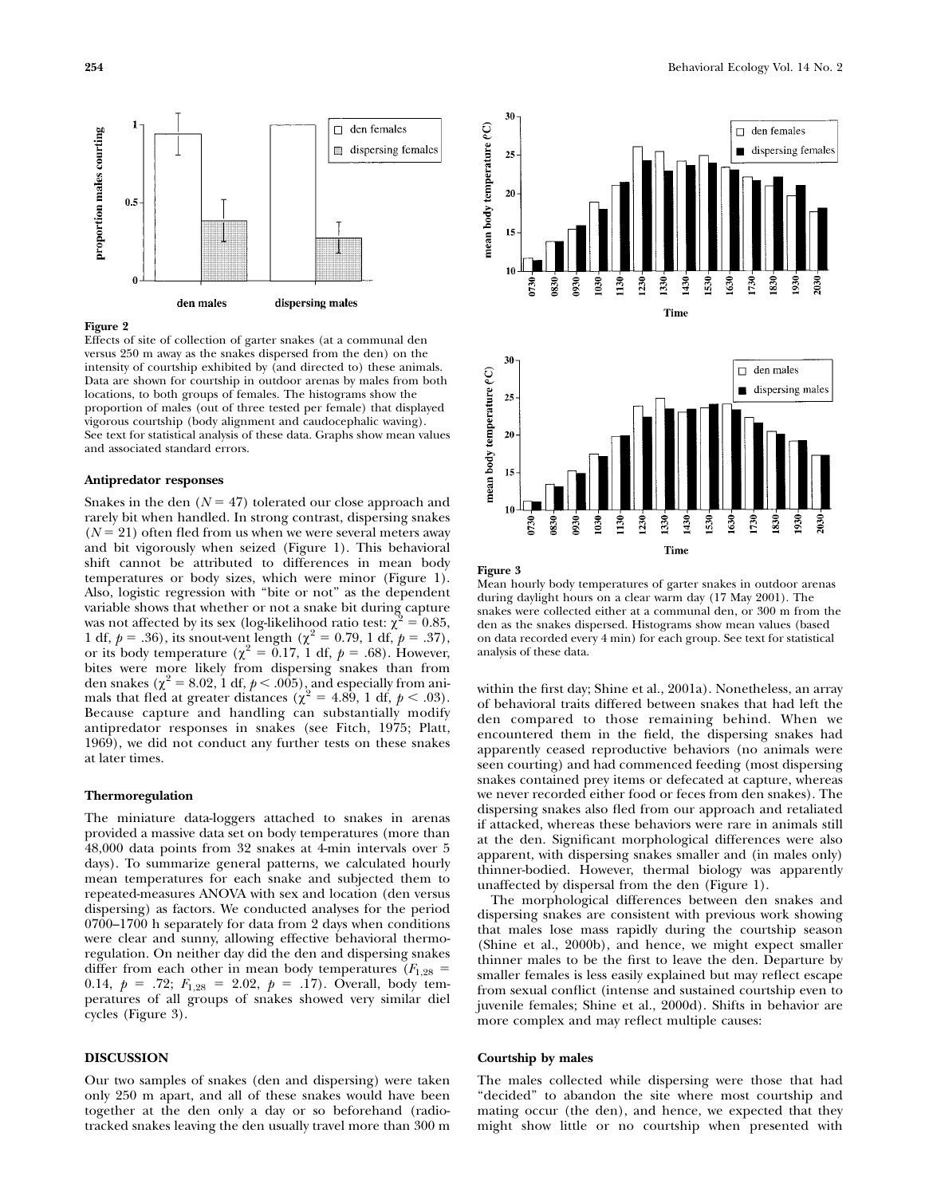**Figure 2**
Effects of site of collection of garter snakes (at a communal den versus 250 m away as the snakes dispersed from the den) on the intensity of courtship exhibited by (and directed to) these animals. Data are shown for courtship in outdoor arenas by males from both locations, to both groups of females. The histograms show the proportion of males (out of three tested per female) that displayed vigorous courtship (body alignment and caudocephalic waving). See text for statistical analysis of these data. Graphs show mean values and associated standard errors.

### Antipredator responses

Snakes in the den ($N = 47$) tolerated our close approach and rarely bit when handled. In strong contrast, dispersing snakes ($N = 21$) often fled from us when we were several meters away and bit vigorously when seized (Figure 1). This behavioral shift cannot be attributed to differences in mean body temperatures or body sizes, which were minor (Figure 1). Also, logistic regression with "bite or not" as the dependent variable shows that whether or not a snake bit during capture was not affected by its sex (log-likelihood ratio test: $\chi^2 = 0.85$, 1 df, $p = .36$), its snout-vent length ($\chi^2 = 0.79$, 1 df, $p = .37$), or its body temperature ($\chi^2 = 0.17$, 1 df, $p = .68$). However, bites were more likely from dispersing snakes than from den snakes ($\chi^2 = 8.02$, 1 df, $p < .005$), and especially from animals that fled at greater distances ($\chi^2 = 4.89$, 1 df, $p < .03$). Because capture and handling can substantially modify antipredator responses in snakes (see Fitch, 1975; Platt, 1969), we did not conduct any further tests on these snakes at later times.

### Thermoregulation

The miniature data-loggers attached to snakes in arenas provided a massive data set on body temperatures (more than 48,000 data points from 32 snakes at 4-min intervals over 5 days). To summarize general patterns, we calculated hourly mean temperatures for each snake and subjected them to repeated-measures ANOVA with sex and location (den versus dispersing) as factors. We conducted analyses for the period 0700–1700 h separately for data from 2 days when conditions were clear and sunny, allowing effective behavioral thermoregulation. On neither day did the den and dispersing snakes differ from each other in mean body temperatures ($F_{1,28} = 0.14$, $p = .72$; $F_{1,28} = 2.02$, $p = .17$). Overall, body temperatures of all groups of snakes showed very similar diel cycles (Figure 3).

## DISCUSSION

Our two samples of snakes (den and dispersing) were taken only 250 m apart, and all of these snakes would have been together at the den only a day or so beforehand (radio-tracked snakes leaving the den usually travel more than 300 m within the first day; Shine et al., 2001a). Nonetheless, an array of behavioral traits differed between snakes that had left the den compared to those remaining behind. When we encountered them in the field, the dispersing snakes had apparently ceased reproductive behaviors (no animals were seen courting) and had commenced feeding (most dispersing snakes contained prey items or defecated at capture, whereas we never recorded either food or feces from den snakes). The dispersing snakes also fled from our approach and retaliated if attacked, whereas these behaviors were rare in animals still at the den. Significant morphological differences were also apparent, with dispersing snakes smaller and (in males only) thinner-bodied. However, thermal biology was apparently unaffected by dispersal from the den (Figure 1).

The morphological differences between den snakes and dispersing snakes are consistent with previous work showing that males lose mass rapidly during the courtship season (Shine et al., 2000b), and hence, we might expect smaller thinner males to be the first to leave the den. Departure by smaller females is less easily explained but may reflect escape from sexual conflict (intense and sustained courtship even to juvenile females; Shine et al., 2000d). Shifts in behavior are more complex and may reflect multiple causes:

### Courtship by males

The males collected while dispersing were those that had "decided" to abandon the site where most courtship and mating occur (the den), and hence, we expected that they might show little or no courtship when presented with

**Figure 3**
Mean hourly body temperatures of garter snakes in outdoor arenas during daylight hours on a clear warm day (17 May 2001). The snakes were collected either at a communal den, or 300 m from the den as the snakes dispersed. Histograms show mean values (based on data recorded every 4 min) for each group. See text for statistical analysis of these data.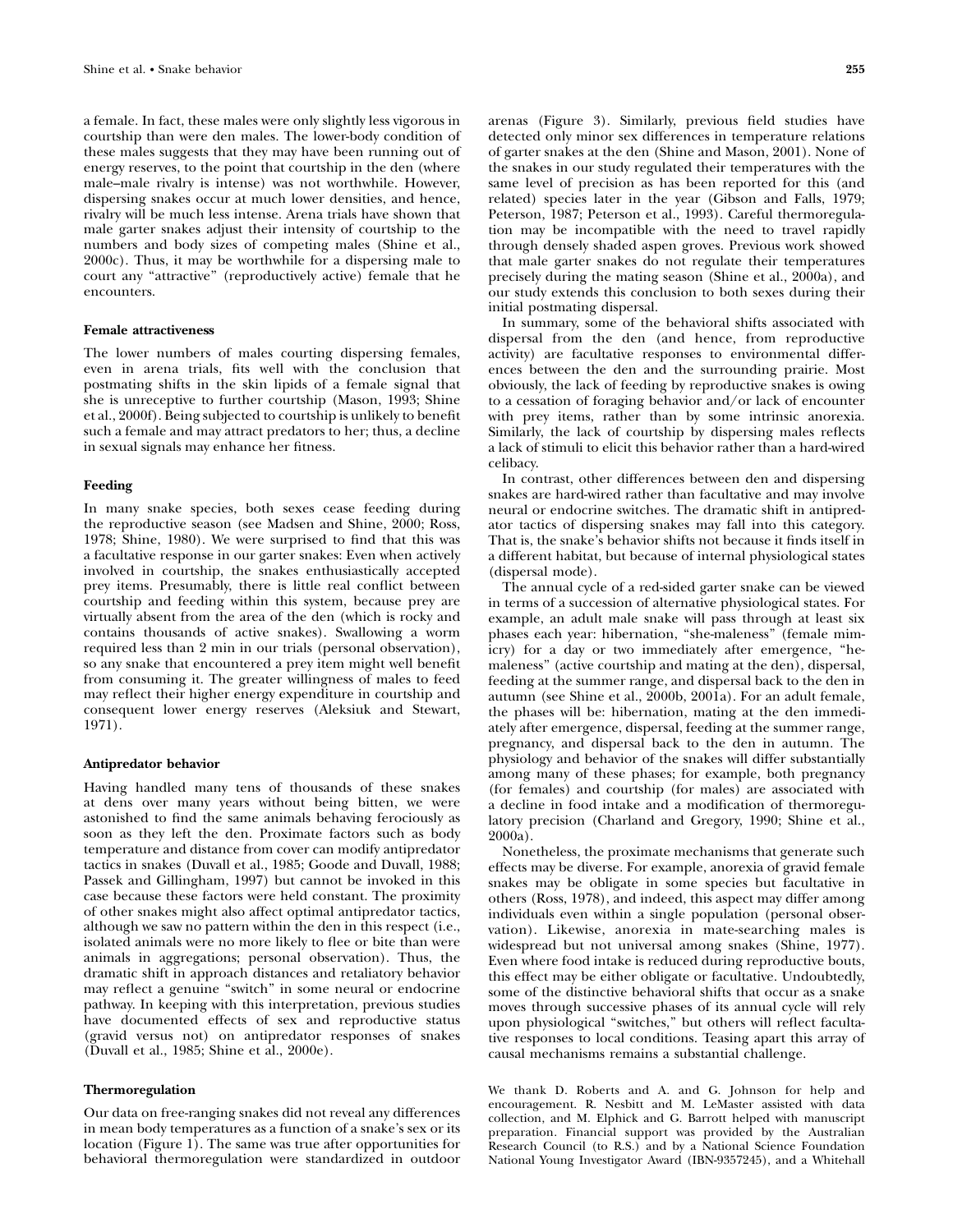a female. In fact, these males were only slightly less vigorous in courtship than were den males. The lower-body condition of these males suggests that they may have been running out of energy reserves, to the point that courtship in the den (where male–male rivalry is intense) was not worthwhile. However, dispersing snakes occur at much lower densities, and hence, rivalry will be much less intense. Arena trials have shown that male garter snakes adjust their intensity of courtship to the numbers and body sizes of competing males (Shine et al., 2000c). Thus, it may be worthwhile for a dispersing male to court any "attractive" (reproductively active) female that he encounters.

### Female attractiveness

The lower numbers of males courting dispersing females, even in arena trials, fits well with the conclusion that postmating shifts in the skin lipids of a female signal that she is unreceptive to further courtship (Mason, 1993; Shine et al., 2000f). Being subjected to courtship is unlikely to benefit such a female and may attract predators to her; thus, a decline in sexual signals may enhance her fitness.

### Feeding

In many snake species, both sexes cease feeding during the reproductive season (see Madsen and Shine, 2000; Ross, 1978; Shine, 1980). We were surprised to find that this was a facultative response in our garter snakes: Even when actively involved in courtship, the snakes enthusiastically accepted prey items. Presumably, there is little real conflict between courtship and feeding within this system, because prey are virtually absent from the area of the den (which is rocky and contains thousands of active snakes). Swallowing a worm required less than 2 min in our trials (personal observation), so any snake that encountered a prey item might well benefit from consuming it. The greater willingness of males to feed may reflect their higher energy expenditure in courtship and consequent lower energy reserves (Aleksiuk and Stewart, 1971).

### Antipredator behavior

Having handled many tens of thousands of these snakes at dens over many years without being bitten, we were astonished to find the same animals behaving ferociously as soon as they left the den. Proximate factors such as body temperature and distance from cover can modify antipredator tactics in snakes (Duvall et al., 1985; Goode and Duvall, 1988; Passek and Gillingham, 1997) but cannot be invoked in this case because these factors were held constant. The proximity of other snakes might also affect optimal antipredator tactics, although we saw no pattern within the den in this respect (i.e., isolated animals were no more likely to flee or bite than were animals in aggregations; personal observation). Thus, the dramatic shift in approach distances and retaliatory behavior may reflect a genuine "switch" in some neural or endocrine pathway. In keeping with this interpretation, previous studies have documented effects of sex and reproductive status (gravid versus not) on antipredator responses of snakes (Duvall et al., 1985; Shine et al., 2000e).

### Thermoregulation

Our data on free-ranging snakes did not reveal any differences in mean body temperatures as a function of a snake's sex or its location (Figure 1). The same was true after opportunities for behavioral thermoregulation were standardized in outdoor arenas (Figure 3). Similarly, previous field studies have detected only minor sex differences in temperature relations of garter snakes at the den (Shine and Mason, 2001). None of the snakes in our study regulated their temperatures with the same level of precision as has been reported for this (and related) species later in the year (Gibson and Falls, 1979; Peterson, 1987; Peterson et al., 1993). Careful thermoregulation may be incompatible with the need to travel rapidly through densely shaded aspen groves. Previous work showed that male garter snakes do not regulate their temperatures precisely during the mating season (Shine et al., 2000a), and our study extends this conclusion to both sexes during their initial postmating dispersal.

In summary, some of the behavioral shifts associated with dispersal from the den (and hence, from reproductive activity) are facultative responses to environmental differences between the den and the surrounding prairie. Most obviously, the lack of feeding by reproductive snakes is owing to a cessation of foraging behavior and/or lack of encounter with prey items, rather than by some intrinsic anorexia. Similarly, the lack of courtship by dispersing males reflects a lack of stimuli to elicit this behavior rather than a hard-wired celibacy.

In contrast, other differences between den and dispersing snakes are hard-wired rather than facultative and may involve neural or endocrine switches. The dramatic shift in antipredator tactics of dispersing snakes may fall into this category. That is, the snake's behavior shifts not because it finds itself in a different habitat, but because of internal physiological states (dispersal mode).

The annual cycle of a red-sided garter snake can be viewed in terms of a succession of alternative physiological states. For example, an adult male snake will pass through at least six phases each year: hibernation, "she-maleness" (female mimicry) for a day or two immediately after emergence, "he-maleness" (active courtship and mating at the den), dispersal, feeding at the summer range, and dispersal back to the den in autumn (see Shine et al., 2000b, 2001a). For an adult female, the phases will be: hibernation, mating at the den immediately after emergence, dispersal, feeding at the summer range, pregnancy, and dispersal back to the den in autumn. The physiology and behavior of the snakes will differ substantially among many of these phases; for example, both pregnancy (for females) and courtship (for males) are associated with a decline in food intake and a modification of thermoregulatory precision (Charland and Gregory, 1990; Shine et al., 2000a).

Nonetheless, the proximate mechanisms that generate such effects may be diverse. For example, anorexia of gravid female snakes may be obligate in some species but facultative in others (Ross, 1978), and indeed, this aspect may differ among individuals even within a single population (personal observation). Likewise, anorexia in mate-searching males is widespread but not universal among snakes (Shine, 1977). Even where food intake is reduced during reproductive bouts, this effect may be either obligate or facultative. Undoubtedly, some of the distinctive behavioral shifts that occur as a snake moves through successive phases of its annual cycle will rely upon physiological "switches," but others will reflect facultative responses to local conditions. Teasing apart this array of causal mechanisms remains a substantial challenge.

We thank D. Roberts and A. and G. Johnson for help and encouragement. R. Nesbitt and M. LeMaster assisted with data collection, and M. Elphick and G. Barrott helped with manuscript preparation. Financial support was provided by the Australian Research Council (to R.S.) and by a National Science Foundation National Young Investigator Award (IBN-9357245), and a Whitehall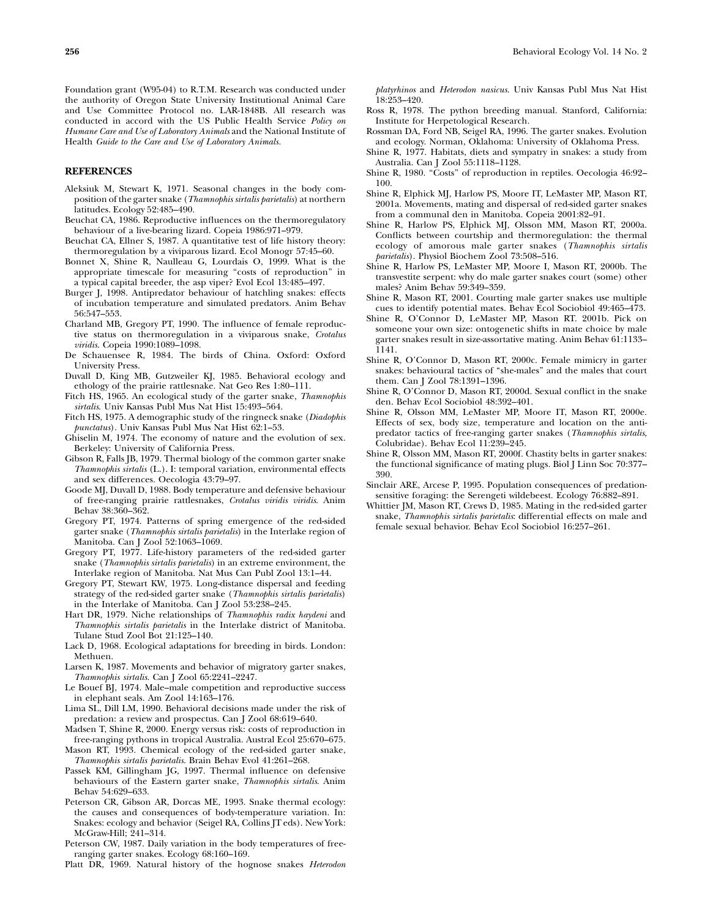Foundation grant (W95-04) to R.T.M. Research was conducted under the authority of Oregon State University Institutional Animal Care and Use Committee Protocol no. LAR-1848B. All research was conducted in accord with the US Public Health Service *Policy on Humane Care and Use of Laboratory Animals* and the National Institute of Health *Guide to the Care and Use of Laboratory Animals*.

## REFERENCES

Aleksiuk M, Stewart K, 1971. Seasonal changes in the body composition of the garter snake (*Thamnophis sirtalis parietalis*) at northern latitudes. Ecology 52:485–490.

Beuchat CA, 1986. Reproductive influences on the thermoregulatory behaviour of a live-bearing lizard. Copeia 1986:971–979.

Beuchat CA, Ellner S, 1987. A quantitative test of life history theory: thermoregulation by a viviparous lizard. Ecol Monogr 57:45–60.

Bonnet X, Shine R, Naulleau G, Lourdais O, 1999. What is the appropriate timescale for measuring "costs of reproduction" in a typical capital breeder, the asp viper? Evol Ecol 13:485–497.

Burger J, 1998. Antipredator behaviour of hatchling snakes: effects of incubation temperature and simulated predators. Anim Behav 56:547–553.

Charland MB, Gregory PT, 1990. The influence of female reproductive status on thermoregulation in a viviparous snake, *Crotalus viridis*. Copeia 1990:1089–1098.

De Schauensee R, 1984. The birds of China. Oxford: Oxford University Press.

Duvall D, King MB, Gutzweiler KJ, 1985. Behavioral ecology and ethology of the prairie rattlesnake. Nat Geo Res 1:80–111.

Fitch HS, 1965. An ecological study of the garter snake, *Thamnophis sirtalis*. Univ Kansas Publ Mus Nat Hist 15:493–564.

Fitch HS, 1975. A demographic study of the ringneck snake (*Diadophis punctatus*). Univ Kansas Publ Mus Nat Hist 62:1–53.

Ghiselin M, 1974. The economy of nature and the evolution of sex. Berkeley: University of California Press.

Gibson R, Falls JB, 1979. Thermal biology of the common garter snake *Thamnophis sirtalis* (L.). I: temporal variation, environmental effects and sex differences. Oecologia 43:79–97.

Goode MJ, Duvall D, 1988. Body temperature and defensive behaviour of free-ranging prairie rattlesnakes, *Crotalus viridis viridis*. Anim Behav 38:360–362.

Gregory PT, 1974. Patterns of spring emergence of the red-sided garter snake (*Thamnophis sirtalis parietalis*) in the Interlake region of Manitoba. Can J Zool 52:1063–1069.

Gregory PT, 1977. Life-history parameters of the red-sided garter snake (*Thamnophis sirtalis parietalis*) in an extreme environment, the Interlake region of Manitoba. Nat Mus Can Publ Zool 13:1–44.

Gregory PT, Stewart KW, 1975. Long-distance dispersal and feeding strategy of the red-sided garter snake (*Thamnophis sirtalis parietalis*) in the Interlake of Manitoba. Can J Zool 53:238–245.

Hart DR, 1979. Niche relationships of *Thamnophis radix haydeni* and *Thamnophis sirtalis parietalis* in the Interlake district of Manitoba. Tulane Stud Zool Bot 21:125–140.

Lack D, 1968. Ecological adaptations for breeding in birds. London: Methuen.

Larsen K, 1987. Movements and behavior of migratory garter snakes, *Thamnophis sirtalis*. Can J Zool 65:2241–2247.

Le Bouef BJ, 1974. Male–male competition and reproductive success in elephant seals. Am Zool 14:163–176.

Lima SL, Dill LM, 1990. Behavioral decisions made under the risk of predation: a review and prospectus. Can J Zool 68:619–640.

Madsen T, Shine R, 2000. Energy versus risk: costs of reproduction in free-ranging pythons in tropical Australia. Austral Ecol 25:670–675.

Mason RT, 1993. Chemical ecology of the red-sided garter snake, *Thamnophis sirtalis parietalis*. Brain Behav Evol 41:261–268.

Passek KM, Gillingham JG, 1997. Thermal influence on defensive behaviours of the Eastern garter snake, *Thamnophis sirtalis*. Anim Behav 54:629–633.

Peterson CR, Gibson AR, Dorcas ME, 1993. Snake thermal ecology: the causes and consequences of body-temperature variation. In: Snakes: ecology and behavior (Seigel RA, Collins JT eds). New York: McGraw-Hill; 241–314.

Peterson CW, 1987. Daily variation in the body temperatures of free-ranging garter snakes. Ecology 68:160–169.

Platt DR, 1969. Natural history of the hognose snakes *Heterodon platyrhinos* and *Heterodon nasicus*. Univ Kansas Publ Mus Nat Hist 18:253–420.

Ross R, 1978. The python breeding manual. Stanford, California: Institute for Herpetological Research.

Rossman DA, Ford NB, Seigel RA, 1996. The garter snakes. Evolution and ecology. Norman, Oklahoma: University of Oklahoma Press.

Shine R, 1977. Habitats, diets and sympatry in snakes: a study from Australia. Can J Zool 55:1118–1128.

Shine R, 1980. "Costs" of reproduction in reptiles. Oecologia 46:92–100.

Shine R, Elphick MJ, Harlow PS, Moore IT, LeMaster MP, Mason RT, 2001a. Movements, mating and dispersal of red-sided garter snakes from a communal den in Manitoba. Copeia 2001:82–91.

Shine R, Harlow PS, Elphick MJ, Olsson MM, Mason RT, 2000a. Conflicts between courtship and thermoregulation: the thermal ecology of amorous male garter snakes (*Thamnophis sirtalis parietalis*). Physiol Biochem Zool 73:508–516.

Shine R, Harlow PS, LeMaster MP, Moore I, Mason RT, 2000b. The transvestite serpent: why do male garter snakes court (some) other males? Anim Behav 59:349–359.

Shine R, Mason RT, 2001. Courting male garter snakes use multiple cues to identify potential mates. Behav Ecol Sociobiol 49:465–473.

Shine R, O'Connor D, LeMaster MP, Mason RT. 2001b. Pick on someone your own size: ontogenetic shifts in mate choice by male garter snakes result in size-assortative mating. Anim Behav 61:1133–1141.

Shine R, O'Connor D, Mason RT, 2000c. Female mimicry in garter snakes: behavioural tactics of "she-males" and the males that court them. Can J Zool 78:1391–1396.

Shine R, O'Connor D, Mason RT, 2000d. Sexual conflict in the snake den. Behav Ecol Sociobiol 48:392–401.

Shine R, Olsson MM, LeMaster MP, Moore IT, Mason RT, 2000e. Effects of sex, body size, temperature and location on the antipredator tactics of free-ranging garter snakes (*Thamnophis sirtalis*, Colubridae). Behav Ecol 11:239–245.

Shine R, Olsson MM, Mason RT, 2000f. Chastity belts in garter snakes: the functional significance of mating plugs. Biol J Linn Soc 70:377–390.

Sinclair ARE, Arcese P, 1995. Population consequences of predation-sensitive foraging: the Serengeti wildebeest. Ecology 76:882–891.

Whittier JM, Mason RT, Crews D, 1985. Mating in the red-sided garter snake, *Thamnophis sirtalis parietalis*: differential effects on male and female sexual behavior. Behav Ecol Sociobiol 16:257–261.